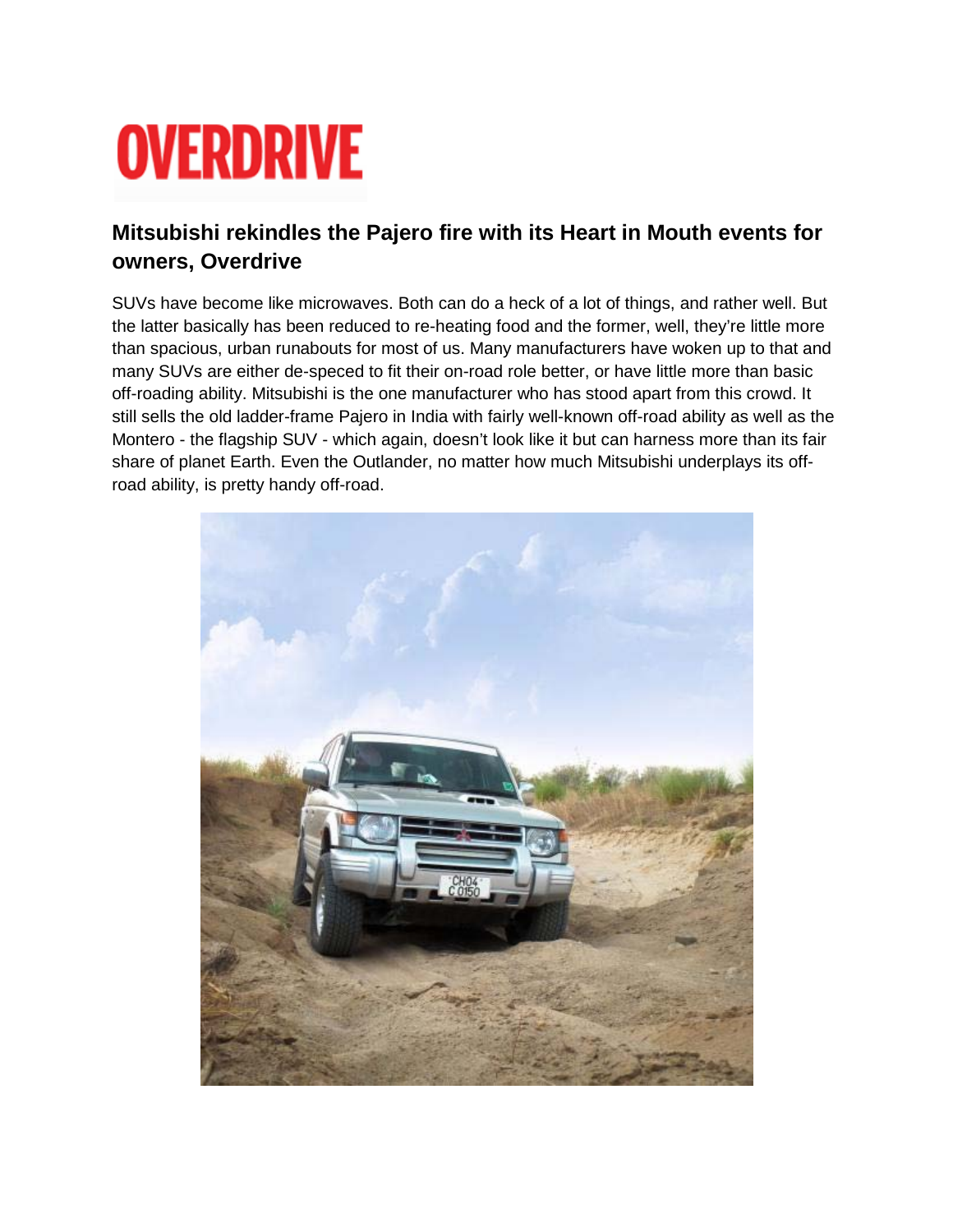# OVERDRIVE

## Mitsubishi rekindles the Pajero fire with its Heart in Mouth events for owners, Overdrive

SUVs have become like microwaves. Both can do a heck of a lot of things, and rather well. But the latter basically has been reduced to re-heating food and the former, well, they're little more than spacious, urban runabouts for most of us. Many manufacturers have woken up to that and many SUVs are either de-speced to fit their on-road role better, or have little more than basic off-roading ability. Mitsubishi is the one manufacturer who has stood apart from this crowd. It still sells the old ladder-frame Pajero in India with fairly well-known off-road ability as well as the Montero - the flagship SUV - which again, doesn't look like it but can harness more than its fair share of planet Earth. Even the Outlander, no matter how much Mitsubishi underplays its off-road ability, is pretty handy off-road.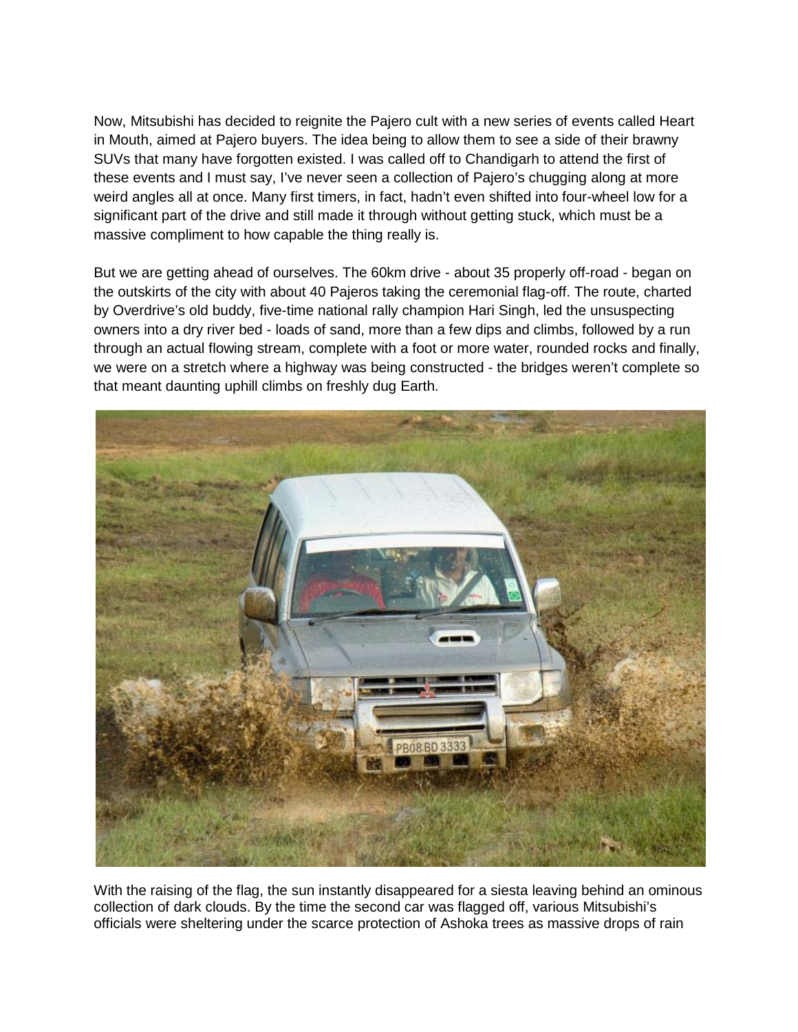Now, Mitsubishi has decided to reignite the Pajero cult with a new series of events called Heart in Mouth, aimed at Pajero buyers. The idea being to allow them to see a side of their brawny SUVs that many have forgotten existed. I was called off to Chandigarh to attend the first of these events and I must say, I've never seen a collection of Pajero's chugging along at more weird angles all at once. Many first timers, in fact, hadn't even shifted into four-wheel low for a significant part of the drive and still made it through without getting stuck, which must be a massive compliment to how capable the thing really is.

But we are getting ahead of ourselves. The 60km drive - about 35 properly off-road - began on the outskirts of the city with about 40 Pajeros taking the ceremonial flag-off. The route, charted by Overdrive's old buddy, five-time national rally champion Hari Singh, led the unsuspecting owners into a dry river bed - loads of sand, more than a few dips and climbs, followed by a run through an actual flowing stream, complete with a foot or more water, rounded rocks and finally, we were on a stretch where a highway was being constructed - the bridges weren't complete so that meant daunting uphill climbs on freshly dug Earth.

With the raising of the flag, the sun instantly disappeared for a siesta leaving behind an ominous collection of dark clouds. By the time the second car was flagged off, various Mitsubishi's officials were sheltering under the scarce protection of Ashoka trees as massive drops of rain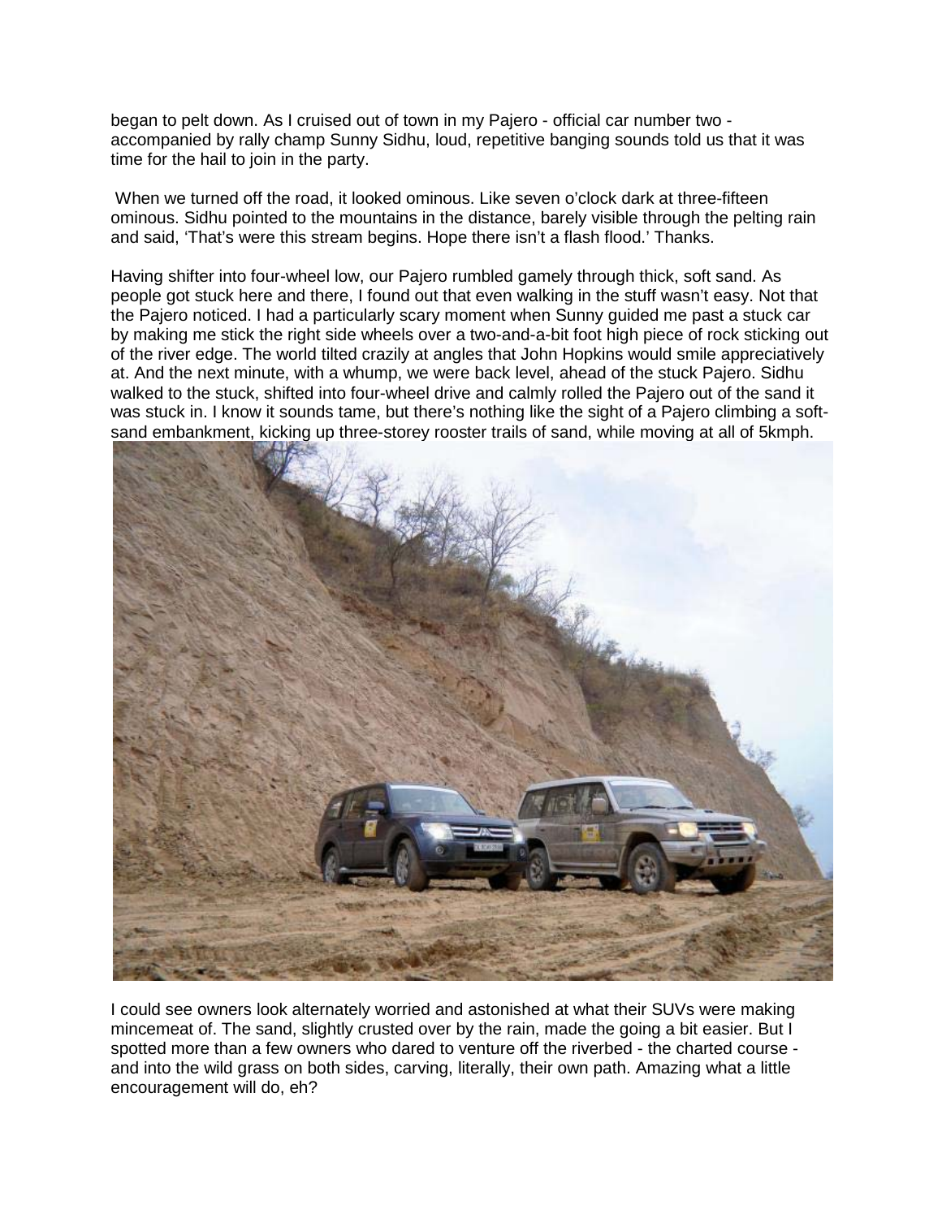began to pelt down. As I cruised out of town in my Pajero - official car number two - accompanied by rally champ Sunny Sidhu, loud, repetitive banging sounds told us that it was time for the hail to join in the party.

When we turned off the road, it looked ominous. Like seven o'clock dark at three-fifteen ominous. Sidhu pointed to the mountains in the distance, barely visible through the pelting rain and said, 'That's were this stream begins. Hope there isn't a flash flood.' Thanks.

Having shifter into four-wheel low, our Pajero rumbled gamely through thick, soft sand. As people got stuck here and there, I found out that even walking in the stuff wasn't easy. Not that the Pajero noticed. I had a particularly scary moment when Sunny guided me past a stuck car by making me stick the right side wheels over a two-and-a-bit foot high piece of rock sticking out of the river edge. The world tilted crazily at angles that John Hopkins would smile appreciatively at. And the next minute, with a whump, we were back level, ahead of the stuck Pajero. Sidhu walked to the stuck, shifted into four-wheel drive and calmly rolled the Pajero out of the sand it was stuck in. I know it sounds tame, but there's nothing like the sight of a Pajero climbing a soft-sand embankment, kicking up three-storey rooster trails of sand, while moving at all of 5kmph.

I could see owners look alternately worried and astonished at what their SUVs were making mincemeat of. The sand, slightly crusted over by the rain, made the going a bit easier. But I spotted more than a few owners who dared to venture off the riverbed - the charted course - and into the wild grass on both sides, carving, literally, their own path. Amazing what a little encouragement will do, eh?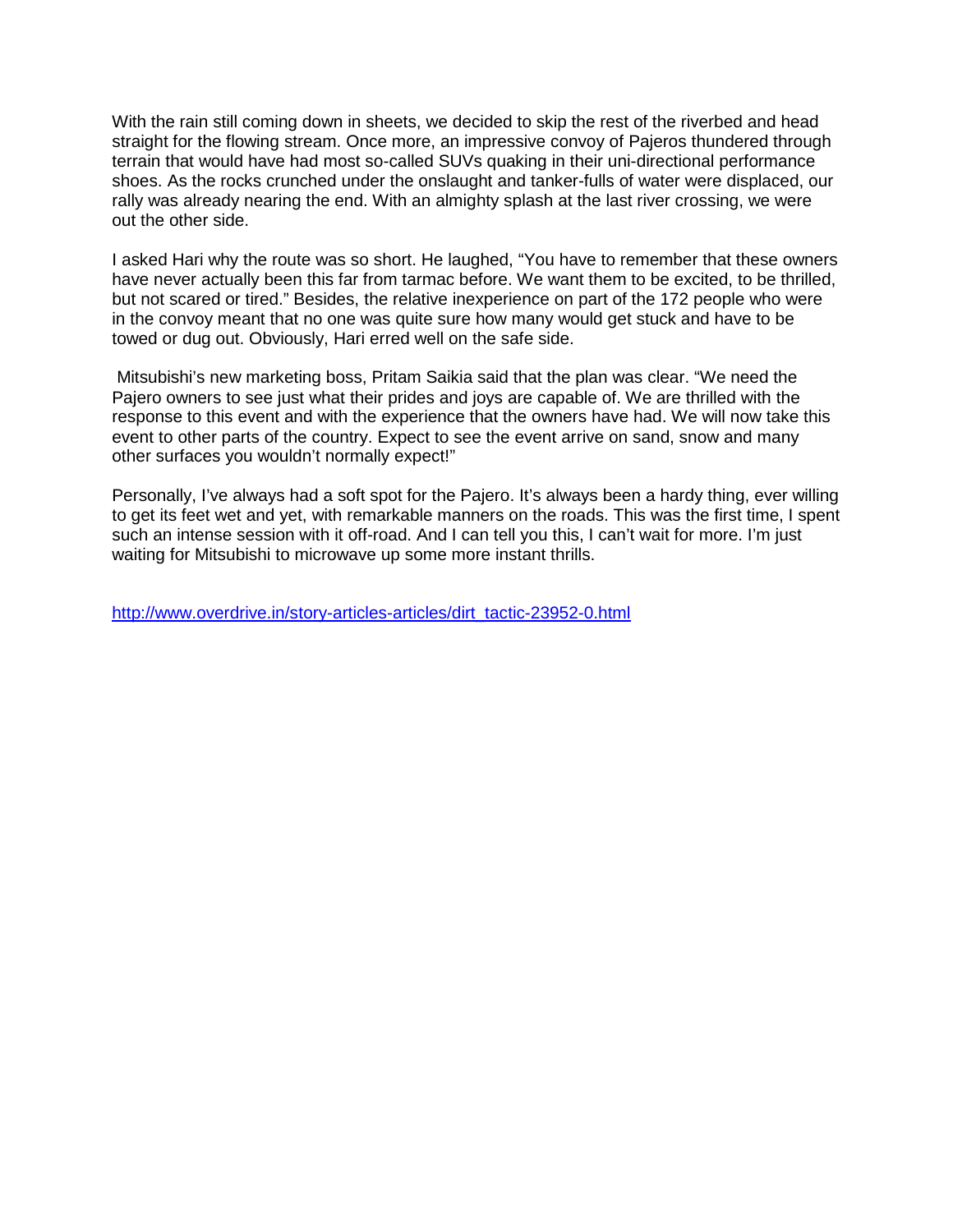With the rain still coming down in sheets, we decided to skip the rest of the riverbed and head straight for the flowing stream. Once more, an impressive convoy of Pajeros thundered through terrain that would have had most so-called SUVs quaking in their uni-directional performance shoes. As the rocks crunched under the onslaught and tanker-fulls of water were displaced, our rally was already nearing the end. With an almighty splash at the last river crossing, we were out the other side.

I asked Hari why the route was so short. He laughed, “You have to remember that these owners have never actually been this far from tarmac before. We want them to be excited, to be thrilled, but not scared or tired.” Besides, the relative inexperience on part of the 172 people who were in the convoy meant that no one was quite sure how many would get stuck and have to be towed or dug out. Obviously, Hari erred well on the safe side.

Mitsubishi’s new marketing boss, Pritam Saikia said that the plan was clear. “We need the Pajero owners to see just what their prides and joys are capable of. We are thrilled with the response to this event and with the experience that the owners have had. We will now take this event to other parts of the country. Expect to see the event arrive on sand, snow and many other surfaces you wouldn’t normally expect!”

Personally, I’ve always had a soft spot for the Pajero. It’s always been a hardy thing, ever willing to get its feet wet and yet, with remarkable manners on the roads. This was the first time, I spent such an intense session with it off-road. And I can tell you this, I can’t wait for more. I’m just waiting for Mitsubishi to microwave up some more instant thrills.

[http://www.overdrive.in/story-articles-articles/dirt_tactic-23952-0.html](http://www.overdrive.in/story-articles-articles/dirt_tactic-23952-0.html)